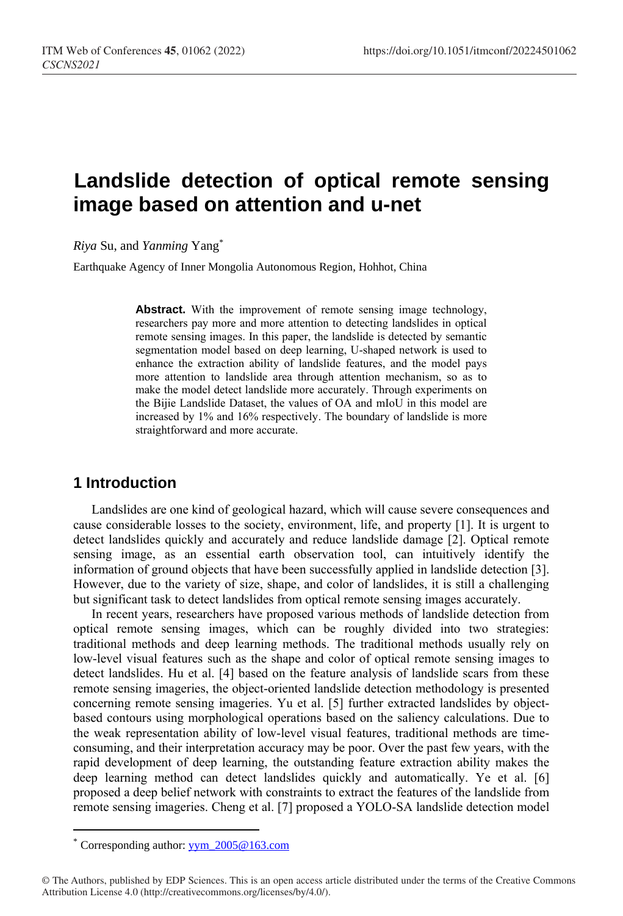# Landslide detection of optical remote sensing image based on attention and u-net

*Riya* Su, and *Yanming* Yang*

Earthquake Agency of Inner Mongolia Autonomous Region, Hohhot, China

**Abstract.** With the improvement of remote sensing image technology, researchers pay more and more attention to detecting landslides in optical remote sensing images. In this paper, the landslide is detected by semantic segmentation model based on deep learning, U-shaped network is used to enhance the extraction ability of landslide features, and the model pays more attention to landslide area through attention mechanism, so as to make the model detect landslide more accurately. Through experiments on the Bijie Landslide Dataset, the values of OA and mIoU in this model are increased by 1% and 16% respectively. The boundary of landslide is more straightforward and more accurate.

## 1 Introduction

Landslides are one kind of geological hazard, which will cause severe consequences and cause considerable losses to the society, environment, life, and property [1]. It is urgent to detect landslides quickly and accurately and reduce landslide damage [2]. Optical remote sensing image, as an essential earth observation tool, can intuitively identify the information of ground objects that have been successfully applied in landslide detection [3]. However, due to the variety of size, shape, and color of landslides, it is still a challenging but significant task to detect landslides from optical remote sensing images accurately.

In recent years, researchers have proposed various methods of landslide detection from optical remote sensing images, which can be roughly divided into two strategies: traditional methods and deep learning methods. The traditional methods usually rely on low-level visual features such as the shape and color of optical remote sensing images to detect landslides. Hu et al. [4] based on the feature analysis of landslide scars from these remote sensing imageries, the object-oriented landslide detection methodology is presented concerning remote sensing imageries. Yu et al. [5] further extracted landslides by object-based contours using morphological operations based on the saliency calculations. Due to the weak representation ability of low-level visual features, traditional methods are time-consuming, and their interpretation accuracy may be poor. Over the past few years, with the rapid development of deep learning, the outstanding feature extraction ability makes the deep learning method can detect landslides quickly and automatically. Ye et al. [6] proposed a deep belief network with constraints to extract the features of the landslide from remote sensing imageries. Cheng et al. [7] proposed a YOLO-SA landslide detection model

* Corresponding author: yym_2005@163.com

© The Authors, published by EDP Sciences. This is an open access article distributed under the terms of the Creative Commons Attribution License 4.0 (http://creativecommons.org/licenses/by/4.0/).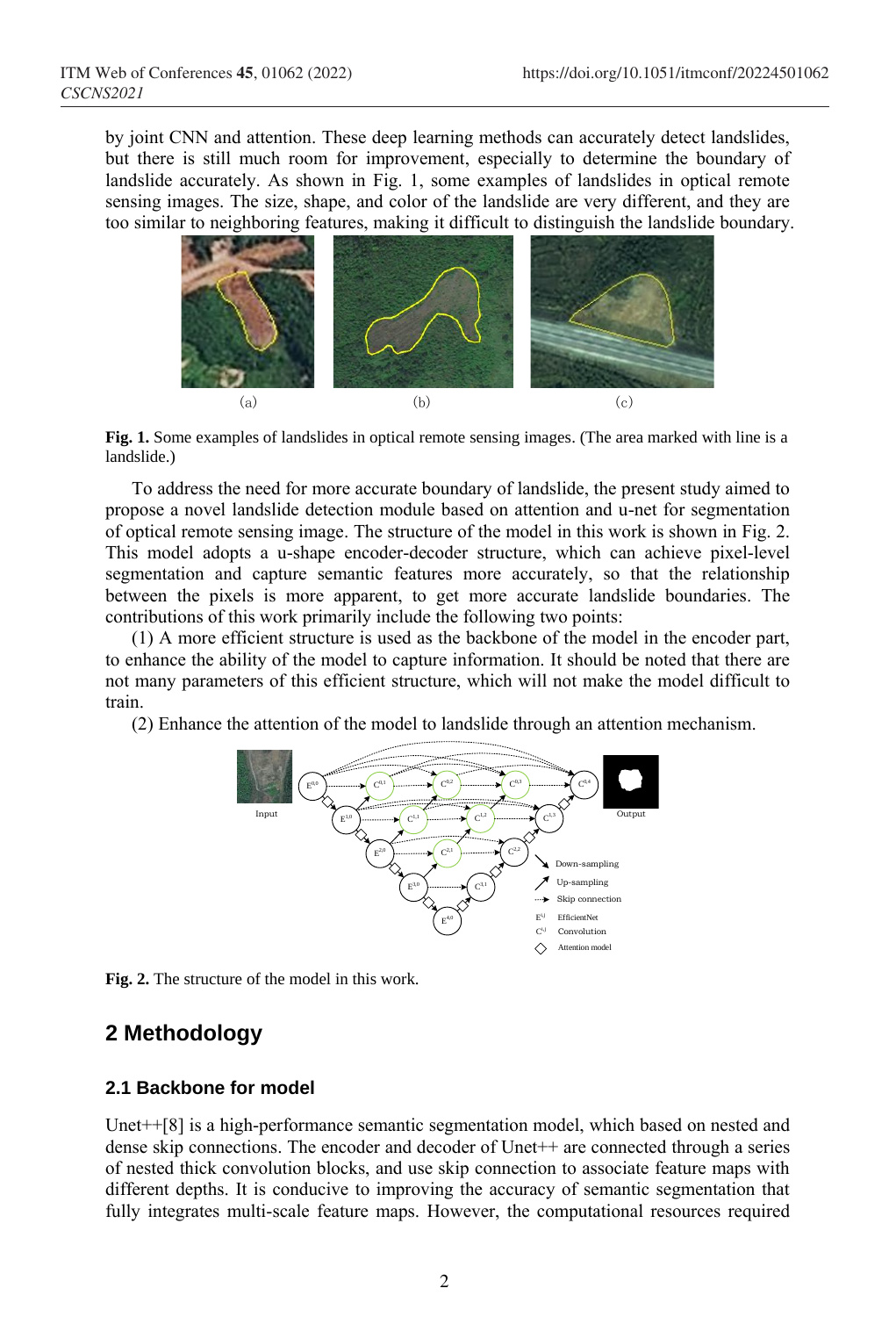by joint CNN and attention. These deep learning methods can accurately detect landslides, but there is still much room for improvement, especially to determine the boundary of landslide accurately. As shown in Fig. 1, some examples of landslides in optical remote sensing images. The size, shape, and color of the landslide are very different, and they are too similar to neighboring features, making it difficult to distinguish the landslide boundary.

(a) (b) (c)

**Fig. 1.** Some examples of landslides in optical remote sensing images. (The area marked with line is a landslide.)

To address the need for more accurate boundary of landslide, the present study aimed to propose a novel landslide detection module based on attention and u-net for segmentation of optical remote sensing image. The structure of the model in this work is shown in Fig. 2. This model adopts a u-shape encoder-decoder structure, which can achieve pixel-level segmentation and capture semantic features more accurately, so that the relationship between the pixels is more apparent, to get more accurate landslide boundaries. The contributions of this work primarily include the following two points:

(1) A more efficient structure is used as the backbone of the model in the encoder part, to enhance the ability of the model to capture information. It should be noted that there are not many parameters of this efficient structure, which will not make the model difficult to train.

(2) Enhance the attention of the model to landslide through an attention mechanism.

**Fig. 2.** The structure of the model in this work.

## 2 Methodology

### 2.1 Backbone for model

Unet++[8] is a high-performance semantic segmentation model, which based on nested and dense skip connections. The encoder and decoder of Unet++ are connected through a series of nested thick convolution blocks, and use skip connection to associate feature maps with different depths. It is conducive to improving the accuracy of semantic segmentation that fully integrates multi-scale feature maps. However, the computational resources required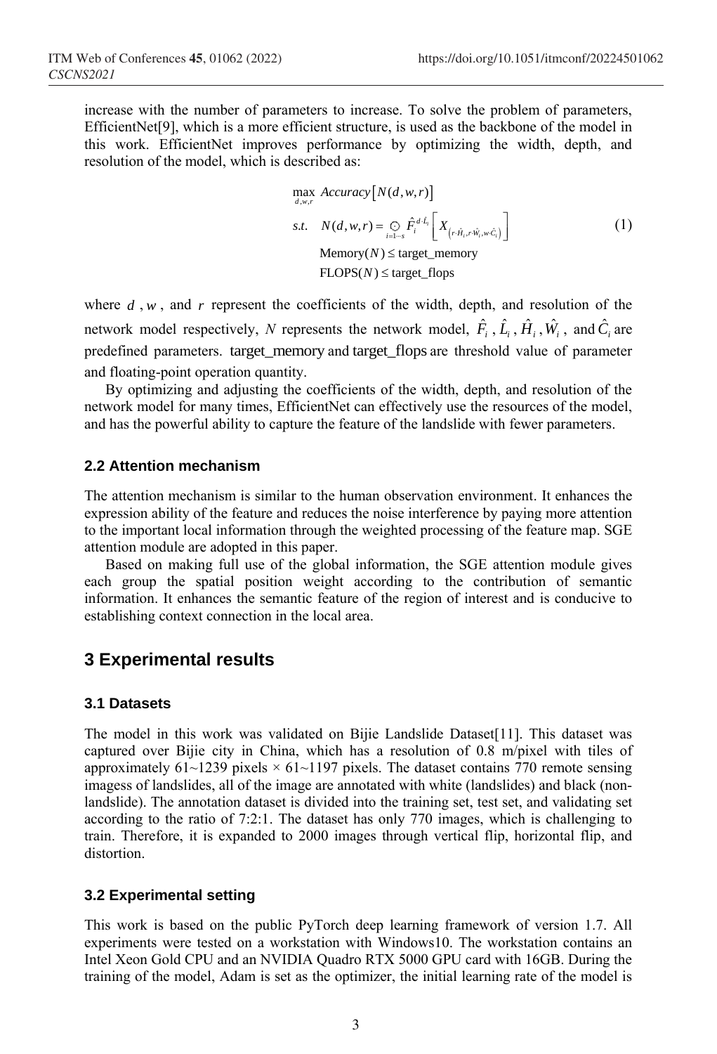increase with the number of parameters to increase. To solve the problem of parameters, EfficientNet[9], which is a more efficient structure, is used as the backbone of the model in this work. EfficientNet improves performance by optimizing the width, depth, and resolution of the model, which is described as:

$$
\begin{aligned}
&\max_{d,w,r} \; Accuracy\left[N(d,w,r)\right] \\
&s.t. \quad N(d,w,r) = \bigodot_{i=1\cdots s} \hat{F}_i^{\,d\cdot\hat{L}_i}\left[X_{\left(r\cdot\hat{H}_i,\, r\cdot\hat{W}_i,\, w\cdot\hat{C}_i\right)}\right] \\
&\qquad \text{Memory}(N) \le \text{target\_memory} \\
&\qquad \text{FLOPS}(N) \le \text{target\_flops}
\end{aligned} \tag{1}
$$

where $d$ , $w$ , and $r$ represent the coefficients of the width, depth, and resolution of the network model respectively, $N$ represents the network model, $\hat{F}_i$ , $\hat{L}_i$ , $\hat{H}_i$ , $\hat{W}_i$ , and $\hat{C}_i$ are predefined parameters. target_memory and target_flops are threshold value of parameter and floating-point operation quantity.

By optimizing and adjusting the coefficients of the width, depth, and resolution of the network model for many times, EfficientNet can effectively use the resources of the model, and has the powerful ability to capture the feature of the landslide with fewer parameters.

### 2.2 Attention mechanism

The attention mechanism is similar to the human observation environment. It enhances the expression ability of the feature and reduces the noise interference by paying more attention to the important local information through the weighted processing of the feature map. SGE attention module are adopted in this paper.

Based on making full use of the global information, the SGE attention module gives each group the spatial position weight according to the contribution of semantic information. It enhances the semantic feature of the region of interest and is conducive to establishing context connection in the local area.

## 3 Experimental results

### 3.1 Datasets

The model in this work was validated on Bijie Landslide Dataset[11]. This dataset was captured over Bijie city in China, which has a resolution of 0.8 m/pixel with tiles of approximately 61~1239 pixels × 61~1197 pixels. The dataset contains 770 remote sensing imagess of landslides, all of the image are annotated with white (landslides) and black (non-landslide). The annotation dataset is divided into the training set, test set, and validating set according to the ratio of 7:2:1. The dataset has only 770 images, which is challenging to train. Therefore, it is expanded to 2000 images through vertical flip, horizontal flip, and distortion.

### 3.2 Experimental setting

This work is based on the public PyTorch deep learning framework of version 1.7. All experiments were tested on a workstation with Windows10. The workstation contains an Intel Xeon Gold CPU and an NVIDIA Quadro RTX 5000 GPU card with 16GB. During the training of the model, Adam is set as the optimizer, the initial learning rate of the model is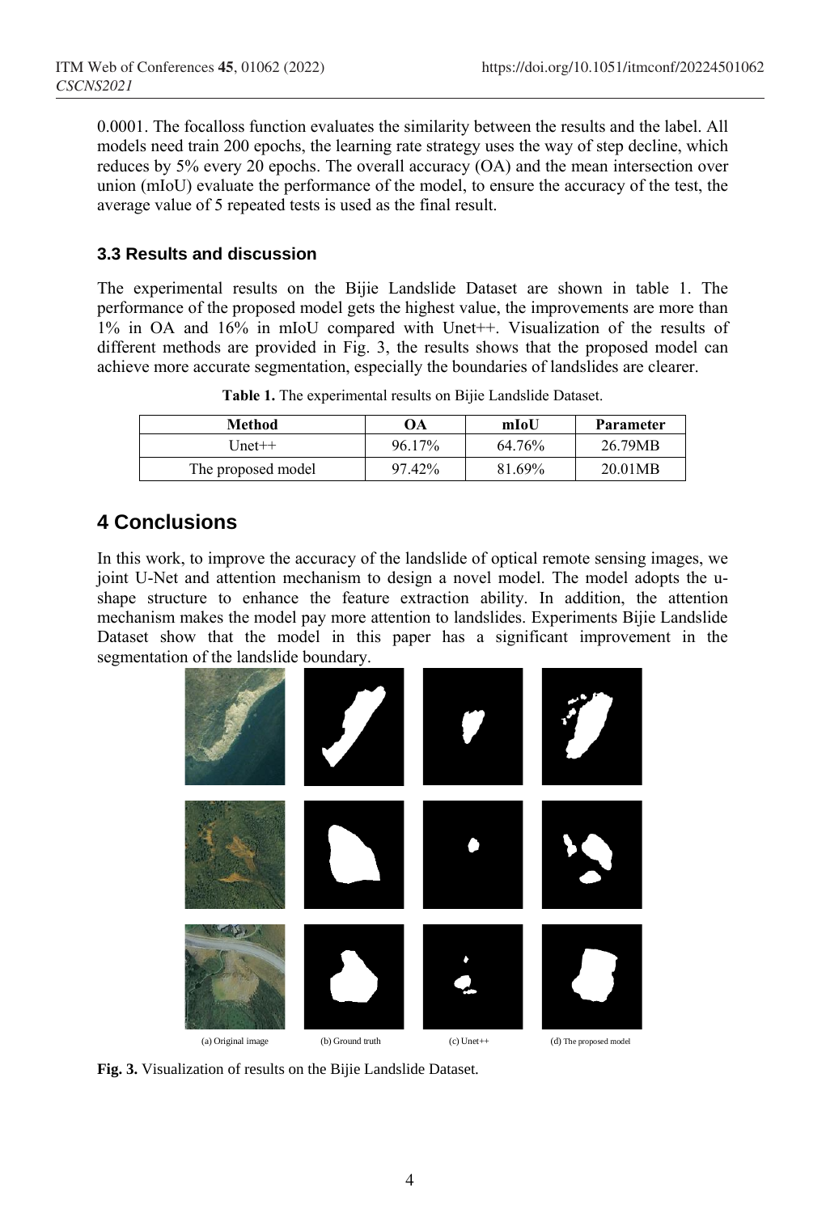0.0001. The focalloss function evaluates the similarity between the results and the label. All models need train 200 epochs, the learning rate strategy uses the way of step decline, which reduces by 5% every 20 epochs. The overall accuracy (OA) and the mean intersection over union (mIoU) evaluate the performance of the model, to ensure the accuracy of the test, the average value of 5 repeated tests is used as the final result.

### 3.3 Results and discussion

The experimental results on the Bijie Landslide Dataset are shown in table 1. The performance of the proposed model gets the highest value, the improvements are more than 1% in OA and 16% in mIoU compared with Unet++. Visualization of the results of different methods are provided in Fig. 3, the results shows that the proposed model can achieve more accurate segmentation, especially the boundaries of landslides are clearer.

**Table 1.** The experimental results on Bijie Landslide Dataset.

| Method | OA | mIoU | Parameter |
|---|---|---|---|
| Unet++ | 96.17% | 64.76% | 26.79MB |
| The proposed model | 97.42% | 81.69% | 20.01MB |

## 4 Conclusions

In this work, to improve the accuracy of the landslide of optical remote sensing images, we joint U-Net and attention mechanism to design a novel model. The model adopts the u-shape structure to enhance the feature extraction ability. In addition, the attention mechanism makes the model pay more attention to landslides. Experiments Bijie Landslide Dataset show that the model in this paper has a significant improvement in the segmentation of the landslide boundary.

(a) Original image (b) Ground truth (c) Unet++ (d) The proposed model

**Fig. 3.** Visualization of results on the Bijie Landslide Dataset.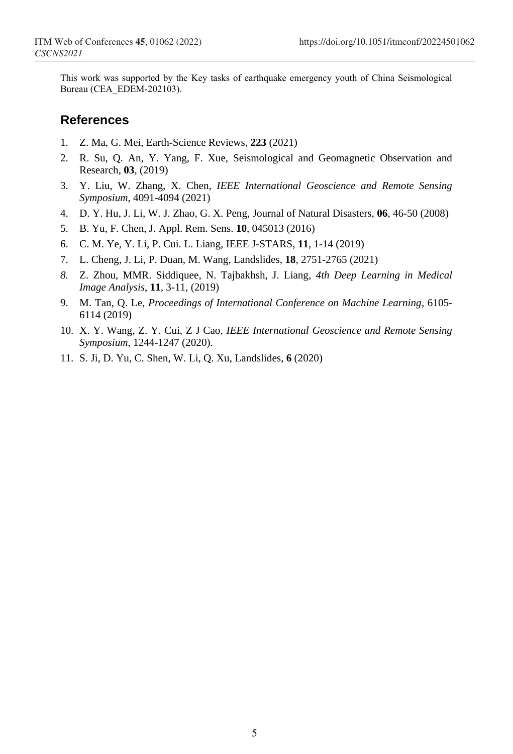This work was supported by the Key tasks of earthquake emergency youth of China Seismological Bureau (CEA_EDEM-202103).

## References

1. Z. Ma, G. Mei, Earth-Science Reviews, **223** (2021)
2. R. Su, Q. An, Y. Yang, F. Xue, Seismological and Geomagnetic Observation and Research, **03**, (2019)
3. Y. Liu, W. Zhang, X. Chen, *IEEE International Geoscience and Remote Sensing Symposium*, 4091-4094 (2021)
4. D. Y. Hu, J. Li, W. J. Zhao, G. X. Peng, Journal of Natural Disasters, **06**, 46-50 (2008)
5. B. Yu, F. Chen, J. Appl. Rem. Sens. **10**, 045013 (2016)
6. C. M. Ye, Y. Li, P. Cui. L. Liang, IEEE J-STARS, **11**, 1-14 (2019)
7. L. Cheng, J. Li, P. Duan, M. Wang, Landslides, **18**, 2751-2765 (2021)
8. Z. Zhou, MMR. Siddiquee, N. Tajbakhsh, J. Liang, *4th Deep Learning in Medical Image Analysis*, **11**, 3-11, (2019)
9. M. Tan, Q. Le, *Proceedings of International Conference on Machine Learning*, 6105-6114 (2019)
10. X. Y. Wang, Z. Y. Cui, Z J Cao, *IEEE International Geoscience and Remote Sensing Symposium*, 1244-1247 (2020).
11. S. Ji, D. Yu, C. Shen, W. Li, Q. Xu, Landslides, **6** (2020)